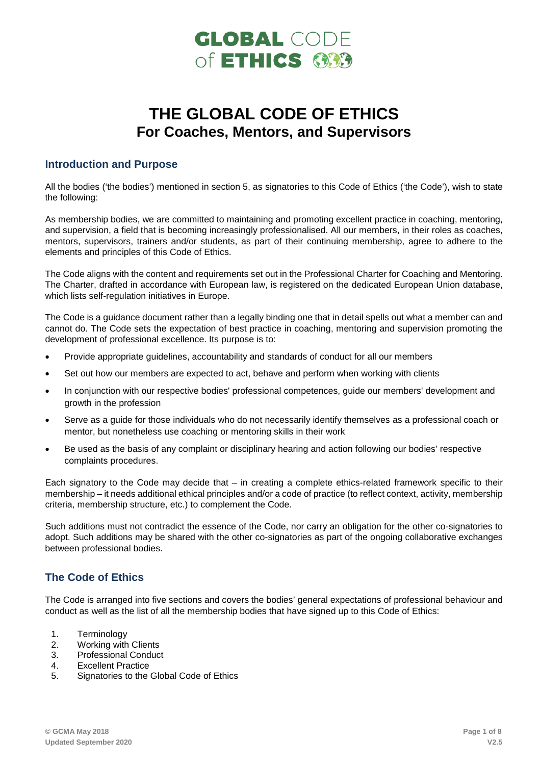# GLOBAL CODE of ETHICS

# THE GLOBAL CODE OF ETHICS
## For Coaches, Mentors, and Supervisors

### Introduction and Purpose

All the bodies ('the bodies') mentioned in section 5, as signatories to this Code of Ethics ('the Code'), wish to state the following:

As membership bodies, we are committed to maintaining and promoting excellent practice in coaching, mentoring, and supervision, a field that is becoming increasingly professionalised. All our members, in their roles as coaches, mentors, supervisors, trainers and/or students, as part of their continuing membership, agree to adhere to the elements and principles of this Code of Ethics.

The Code aligns with the content and requirements set out in the Professional Charter for Coaching and Mentoring. The Charter, drafted in accordance with European law, is registered on the dedicated European Union database, which lists self-regulation initiatives in Europe.

The Code is a guidance document rather than a legally binding one that in detail spells out what a member can and cannot do. The Code sets the expectation of best practice in coaching, mentoring and supervision promoting the development of professional excellence. Its purpose is to:

- Provide appropriate guidelines, accountability and standards of conduct for all our members
- Set out how our members are expected to act, behave and perform when working with clients
- In conjunction with our respective bodies' professional competences, guide our members' development and growth in the profession
- Serve as a guide for those individuals who do not necessarily identify themselves as a professional coach or mentor, but nonetheless use coaching or mentoring skills in their work
- Be used as the basis of any complaint or disciplinary hearing and action following our bodies' respective complaints procedures.

Each signatory to the Code may decide that – in creating a complete ethics-related framework specific to their membership – it needs additional ethical principles and/or a code of practice (to reflect context, activity, membership criteria, membership structure, etc.) to complement the Code.

Such additions must not contradict the essence of the Code, nor carry an obligation for the other co-signatories to adopt. Such additions may be shared with the other co-signatories as part of the ongoing collaborative exchanges between professional bodies.

### The Code of Ethics

The Code is arranged into five sections and covers the bodies' general expectations of professional behaviour and conduct as well as the list of all the membership bodies that have signed up to this Code of Ethics:

1. Terminology
2. Working with Clients
3. Professional Conduct
4. Excellent Practice
5. Signatories to the Global Code of Ethics

© GCMA May 2018
Updated September 2020
V2.5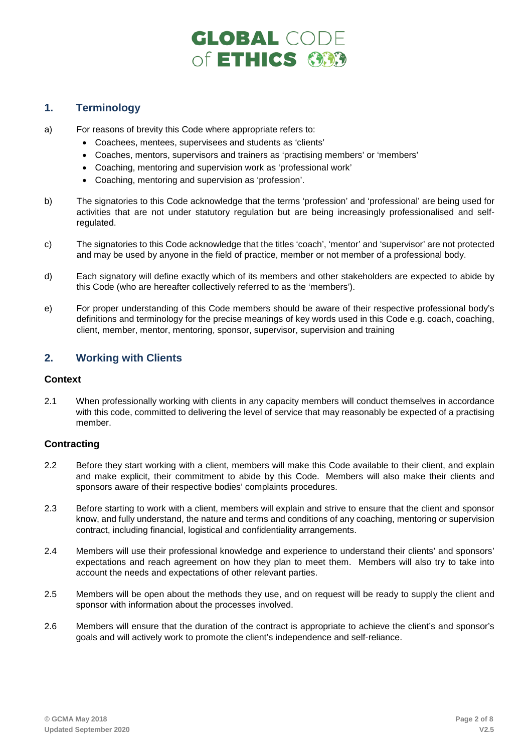## 1. Terminology

a) For reasons of brevity this Code where appropriate refers to:

- Coachees, mentees, supervisees and students as 'clients'
- Coaches, mentors, supervisors and trainers as 'practising members' or 'members'
- Coaching, mentoring and supervision work as 'professional work'
- Coaching, mentoring and supervision as 'profession'.

b) The signatories to this Code acknowledge that the terms 'profession' and 'professional' are being used for activities that are not under statutory regulation but are being increasingly professionalised and self-regulated.

c) The signatories to this Code acknowledge that the titles 'coach', 'mentor' and 'supervisor' are not protected and may be used by anyone in the field of practice, member or not member of a professional body.

d) Each signatory will define exactly which of its members and other stakeholders are expected to abide by this Code (who are hereafter collectively referred to as the 'members').

e) For proper understanding of this Code members should be aware of their respective professional body's definitions and terminology for the precise meanings of key words used in this Code e.g. coach, coaching, client, member, mentor, mentoring, sponsor, supervisor, supervision and training

## 2. Working with Clients

### Context

2.1 When professionally working with clients in any capacity members will conduct themselves in accordance with this code, committed to delivering the level of service that may reasonably be expected of a practising member.

### Contracting

2.2 Before they start working with a client, members will make this Code available to their client, and explain and make explicit, their commitment to abide by this Code. Members will also make their clients and sponsors aware of their respective bodies' complaints procedures.

2.3 Before starting to work with a client, members will explain and strive to ensure that the client and sponsor know, and fully understand, the nature and terms and conditions of any coaching, mentoring or supervision contract, including financial, logistical and confidentiality arrangements.

2.4 Members will use their professional knowledge and experience to understand their clients' and sponsors' expectations and reach agreement on how they plan to meet them. Members will also try to take into account the needs and expectations of other relevant parties.

2.5 Members will be open about the methods they use, and on request will be ready to supply the client and sponsor with information about the processes involved.

2.6 Members will ensure that the duration of the contract is appropriate to achieve the client's and sponsor's goals and will actively work to promote the client's independence and self-reliance.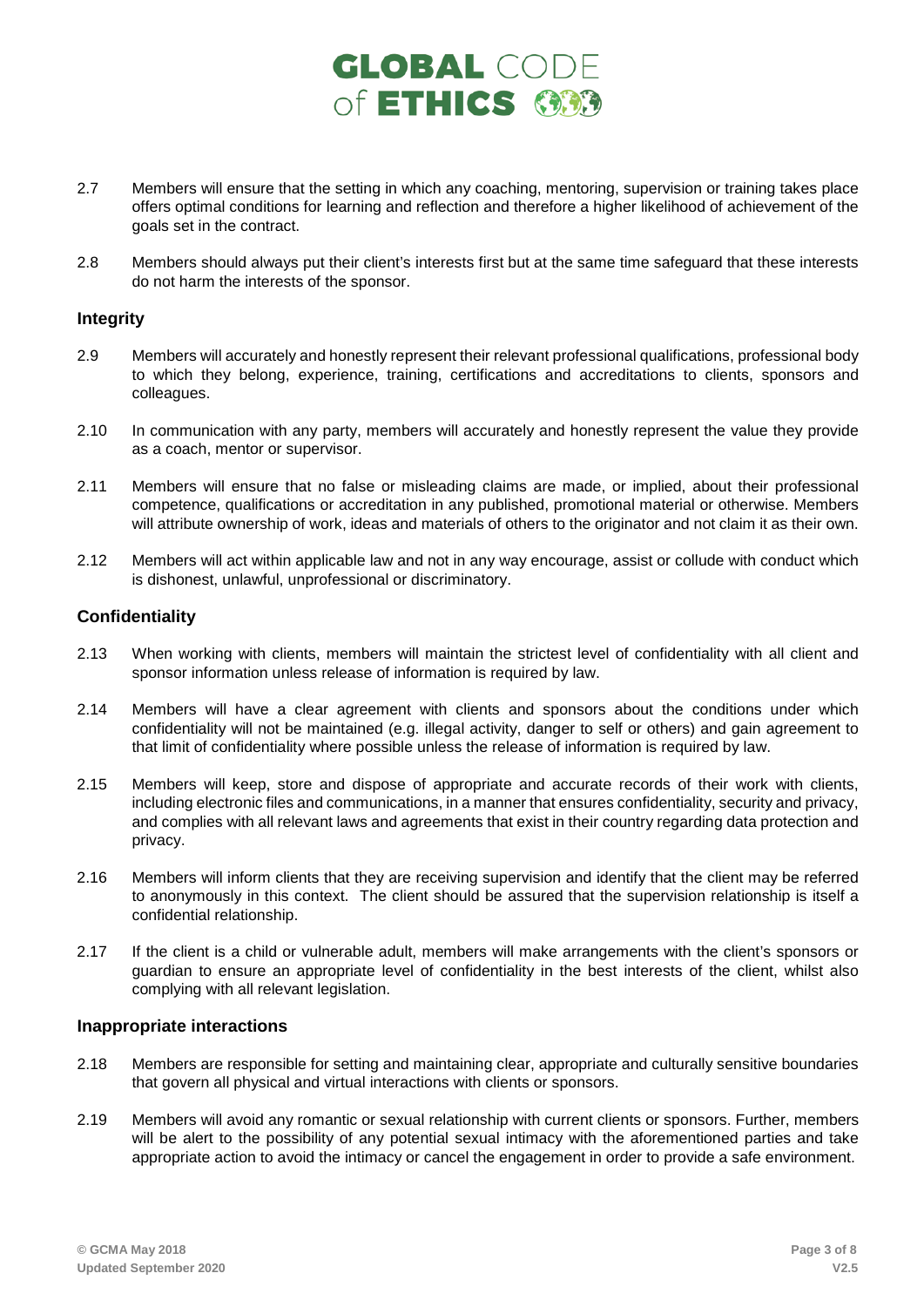2.7 Members will ensure that the setting in which any coaching, mentoring, supervision or training takes place offers optimal conditions for learning and reflection and therefore a higher likelihood of achievement of the goals set in the contract.

2.8 Members should always put their client's interests first but at the same time safeguard that these interests do not harm the interests of the sponsor.

### Integrity

2.9 Members will accurately and honestly represent their relevant professional qualifications, professional body to which they belong, experience, training, certifications and accreditations to clients, sponsors and colleagues.

2.10 In communication with any party, members will accurately and honestly represent the value they provide as a coach, mentor or supervisor.

2.11 Members will ensure that no false or misleading claims are made, or implied, about their professional competence, qualifications or accreditation in any published, promotional material or otherwise. Members will attribute ownership of work, ideas and materials of others to the originator and not claim it as their own.

2.12 Members will act within applicable law and not in any way encourage, assist or collude with conduct which is dishonest, unlawful, unprofessional or discriminatory.

### Confidentiality

2.13 When working with clients, members will maintain the strictest level of confidentiality with all client and sponsor information unless release of information is required by law.

2.14 Members will have a clear agreement with clients and sponsors about the conditions under which confidentiality will not be maintained (e.g. illegal activity, danger to self or others) and gain agreement to that limit of confidentiality where possible unless the release of information is required by law.

2.15 Members will keep, store and dispose of appropriate and accurate records of their work with clients, including electronic files and communications, in a manner that ensures confidentiality, security and privacy, and complies with all relevant laws and agreements that exist in their country regarding data protection and privacy.

2.16 Members will inform clients that they are receiving supervision and identify that the client may be referred to anonymously in this context. The client should be assured that the supervision relationship is itself a confidential relationship.

2.17 If the client is a child or vulnerable adult, members will make arrangements with the client's sponsors or guardian to ensure an appropriate level of confidentiality in the best interests of the client, whilst also complying with all relevant legislation.

### Inappropriate interactions

2.18 Members are responsible for setting and maintaining clear, appropriate and culturally sensitive boundaries that govern all physical and virtual interactions with clients or sponsors.

2.19 Members will avoid any romantic or sexual relationship with current clients or sponsors. Further, members will be alert to the possibility of any potential sexual intimacy with the aforementioned parties and take appropriate action to avoid the intimacy or cancel the engagement in order to provide a safe environment.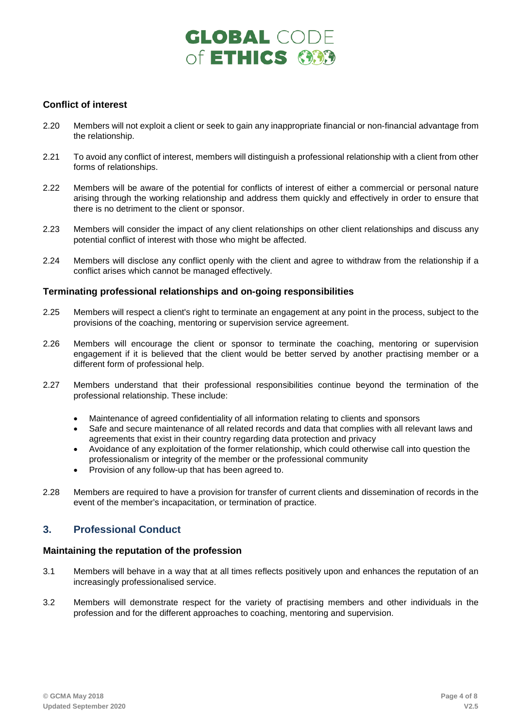### Conflict of interest

2.20 Members will not exploit a client or seek to gain any inappropriate financial or non-financial advantage from the relationship.

2.21 To avoid any conflict of interest, members will distinguish a professional relationship with a client from other forms of relationships.

2.22 Members will be aware of the potential for conflicts of interest of either a commercial or personal nature arising through the working relationship and address them quickly and effectively in order to ensure that there is no detriment to the client or sponsor.

2.23 Members will consider the impact of any client relationships on other client relationships and discuss any potential conflict of interest with those who might be affected.

2.24 Members will disclose any conflict openly with the client and agree to withdraw from the relationship if a conflict arises which cannot be managed effectively.

### Terminating professional relationships and on-going responsibilities

2.25 Members will respect a client's right to terminate an engagement at any point in the process, subject to the provisions of the coaching, mentoring or supervision service agreement.

2.26 Members will encourage the client or sponsor to terminate the coaching, mentoring or supervision engagement if it is believed that the client would be better served by another practising member or a different form of professional help.

2.27 Members understand that their professional responsibilities continue beyond the termination of the professional relationship. These include:

- Maintenance of agreed confidentiality of all information relating to clients and sponsors
- Safe and secure maintenance of all related records and data that complies with all relevant laws and agreements that exist in their country regarding data protection and privacy
- Avoidance of any exploitation of the former relationship, which could otherwise call into question the professionalism or integrity of the member or the professional community
- Provision of any follow-up that has been agreed to.

2.28 Members are required to have a provision for transfer of current clients and dissemination of records in the event of the member's incapacitation, or termination of practice.

## 3. Professional Conduct

### Maintaining the reputation of the profession

3.1 Members will behave in a way that at all times reflects positively upon and enhances the reputation of an increasingly professionalised service.

3.2 Members will demonstrate respect for the variety of practising members and other individuals in the profession and for the different approaches to coaching, mentoring and supervision.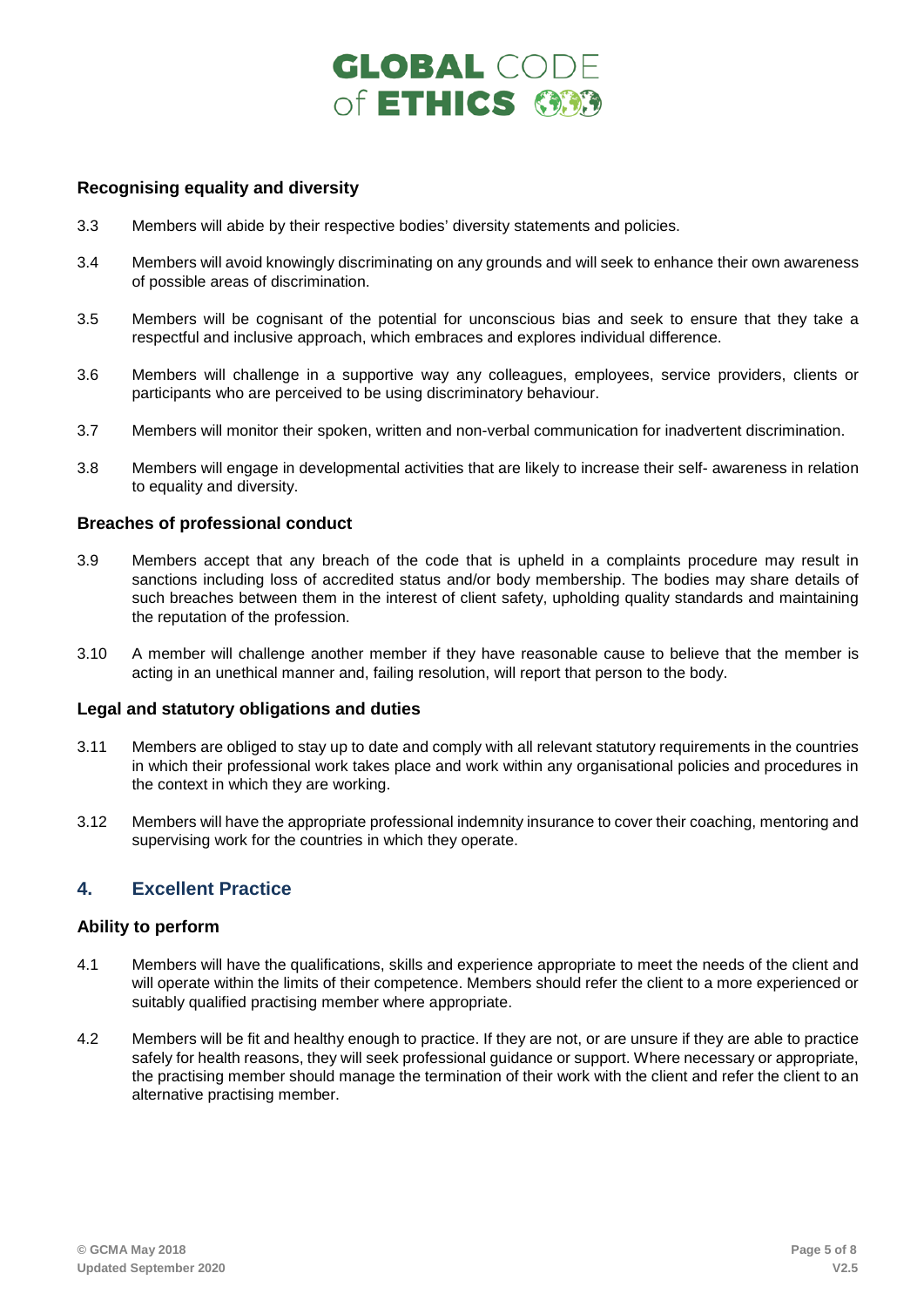### Recognising equality and diversity

3.3 Members will abide by their respective bodies' diversity statements and policies.

3.4 Members will avoid knowingly discriminating on any grounds and will seek to enhance their own awareness of possible areas of discrimination.

3.5 Members will be cognisant of the potential for unconscious bias and seek to ensure that they take a respectful and inclusive approach, which embraces and explores individual difference.

3.6 Members will challenge in a supportive way any colleagues, employees, service providers, clients or participants who are perceived to be using discriminatory behaviour.

3.7 Members will monitor their spoken, written and non-verbal communication for inadvertent discrimination.

3.8 Members will engage in developmental activities that are likely to increase their self- awareness in relation to equality and diversity.

### Breaches of professional conduct

3.9 Members accept that any breach of the code that is upheld in a complaints procedure may result in sanctions including loss of accredited status and/or body membership. The bodies may share details of such breaches between them in the interest of client safety, upholding quality standards and maintaining the reputation of the profession.

3.10 A member will challenge another member if they have reasonable cause to believe that the member is acting in an unethical manner and, failing resolution, will report that person to the body.

### Legal and statutory obligations and duties

3.11 Members are obliged to stay up to date and comply with all relevant statutory requirements in the countries in which their professional work takes place and work within any organisational policies and procedures in the context in which they are working.

3.12 Members will have the appropriate professional indemnity insurance to cover their coaching, mentoring and supervising work for the countries in which they operate.

## 4. Excellent Practice

### Ability to perform

4.1 Members will have the qualifications, skills and experience appropriate to meet the needs of the client and will operate within the limits of their competence. Members should refer the client to a more experienced or suitably qualified practising member where appropriate.

4.2 Members will be fit and healthy enough to practice. If they are not, or are unsure if they are able to practice safely for health reasons, they will seek professional guidance or support. Where necessary or appropriate, the practising member should manage the termination of their work with the client and refer the client to an alternative practising member.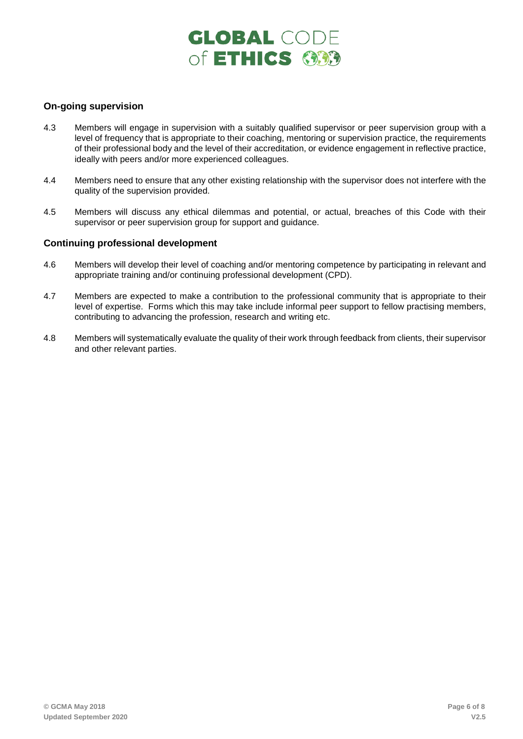### On-going supervision

4.3 Members will engage in supervision with a suitably qualified supervisor or peer supervision group with a level of frequency that is appropriate to their coaching, mentoring or supervision practice, the requirements of their professional body and the level of their accreditation, or evidence engagement in reflective practice, ideally with peers and/or more experienced colleagues.

4.4 Members need to ensure that any other existing relationship with the supervisor does not interfere with the quality of the supervision provided.

4.5 Members will discuss any ethical dilemmas and potential, or actual, breaches of this Code with their supervisor or peer supervision group for support and guidance.

### Continuing professional development

4.6 Members will develop their level of coaching and/or mentoring competence by participating in relevant and appropriate training and/or continuing professional development (CPD).

4.7 Members are expected to make a contribution to the professional community that is appropriate to their level of expertise. Forms which this may take include informal peer support to fellow practising members, contributing to advancing the profession, research and writing etc.

4.8 Members will systematically evaluate the quality of their work through feedback from clients, their supervisor and other relevant parties.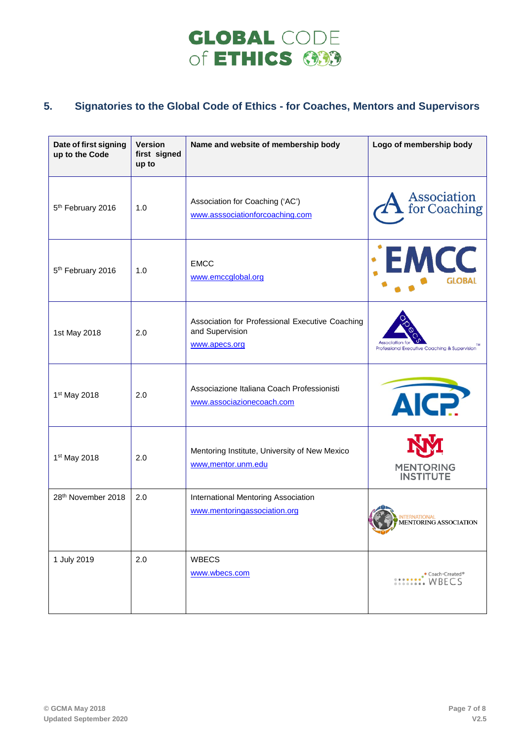## 5. Signatories to the Global Code of Ethics - for Coaches, Mentors and Supervisors

| Date of first signing up to the Code | Version first signed up to | Name and website of membership body | Logo of membership body |
|---|---|---|---|
| 5th February 2016 | 1.0 | Association for Coaching ('AC') www.asssociationforcoaching.com | |
| 5th February 2016 | 1.0 | EMCC www.emccglobal.org | |
| 1st May 2018 | 2.0 | Association for Professional Executive Coaching and Supervision www.apecs.org | |
| 1st May 2018 | 2.0 | Associazione Italiana Coach Professionisti www.associazionecoach.com | |
| 1st May 2018 | 2.0 | Mentoring Institute, University of New Mexico www,mentor.unm.edu | |
| 28th November 2018 | 2.0 | International Mentoring Association www.mentoringassociation.org | |
| 1 July 2019 | 2.0 | WBECS www.wbecs.com | |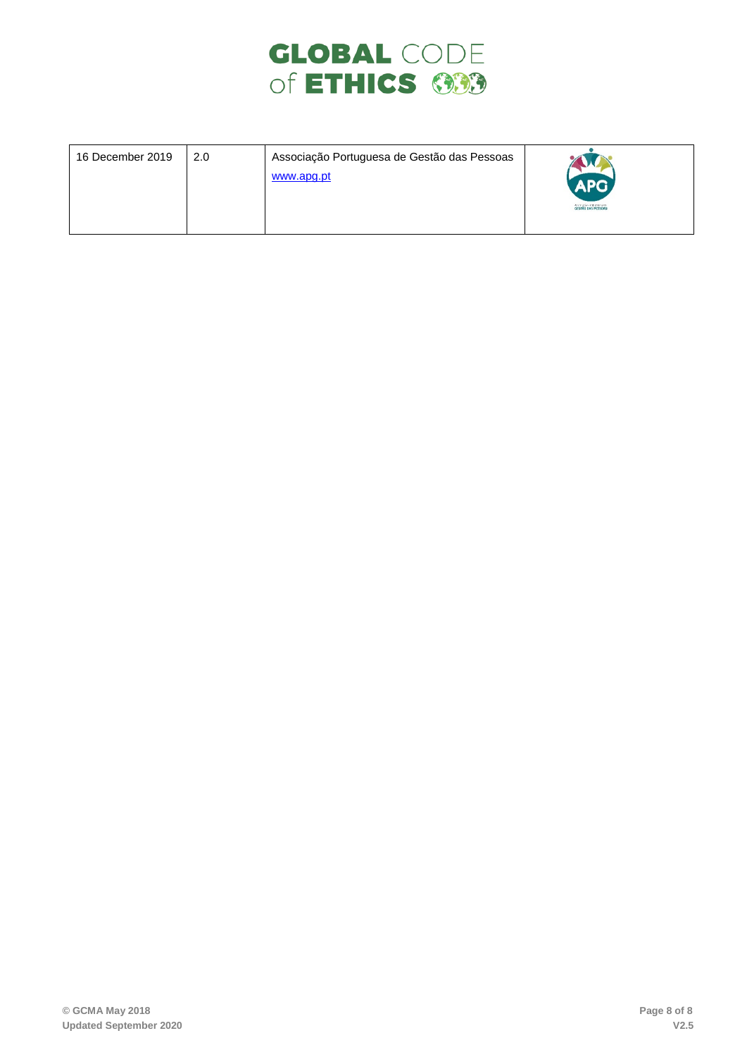| | | | |
|---|---|---|---|
| 16 December 2019 | 2.0 | Associação Portuguesa de Gestão das Pessoas www.apg.pt | |